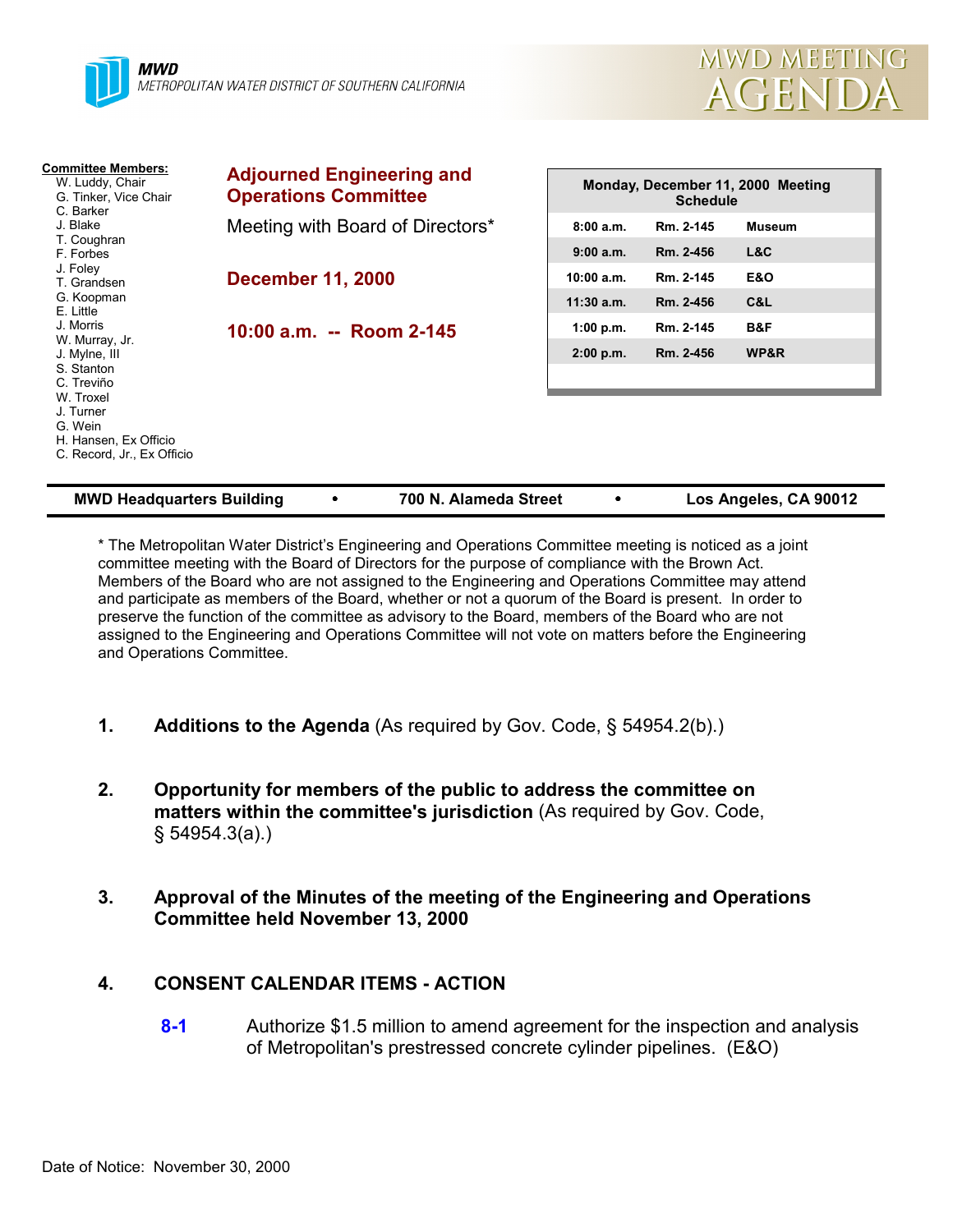**MWD**
METROPOLITAN WATER DISTRICT OF SOUTHERN CALIFORNIA

# MWD MEETING AGENDA

**Committee Members:**
W. Luddy, Chair
G. Tinker, Vice Chair
C. Barker
J. Blake
T. Coughran
F. Forbes
J. Foley
T. Grandsen
G. Koopman
E. Little
J. Morris
W. Murray, Jr.
J. Mylne, III
S. Stanton
C. Treviño
W. Troxel
J. Turner
G. Wein
H. Hansen, Ex Officio
C. Record, Jr., Ex Officio

## Adjourned Engineering and Operations Committee

Meeting with Board of Directors*

**December 11, 2000**

**10:00 a.m. -- Room 2-145**

| Monday, December 11, 2000 Meeting Schedule | | |
|---|---|---|
| 8:00 a.m. | Rm. 2-145 | Museum |
| 9:00 a.m. | Rm. 2-456 | L&C |
| 10:00 a.m. | Rm. 2-145 | E&O |
| 11:30 a.m. | Rm. 2-456 | C&L |
| 1:00 p.m. | Rm. 2-145 | B&F |
| 2:00 p.m. | Rm. 2-456 | WP&R |

**MWD Headquarters Building • 700 N. Alameda Street • Los Angeles, CA 90012**

* The Metropolitan Water District's Engineering and Operations Committee meeting is noticed as a joint committee meeting with the Board of Directors for the purpose of compliance with the Brown Act. Members of the Board who are not assigned to the Engineering and Operations Committee may attend and participate as members of the Board, whether or not a quorum of the Board is present. In order to preserve the function of the committee as advisory to the Board, members of the Board who are not assigned to the Engineering and Operations Committee will not vote on matters before the Engineering and Operations Committee.

1. **Additions to the Agenda** (As required by Gov. Code, § 54954.2(b).)

2. **Opportunity for members of the public to address the committee on matters within the committee's jurisdiction** (As required by Gov. Code, § 54954.3(a).)

3. **Approval of the Minutes of the meeting of the Engineering and Operations Committee held November 13, 2000**

4. **CONSENT CALENDAR ITEMS - ACTION**

   **8-1** Authorize $1.5 million to amend agreement for the inspection and analysis of Metropolitan's prestressed concrete cylinder pipelines. (E&O)

Date of Notice: November 30, 2000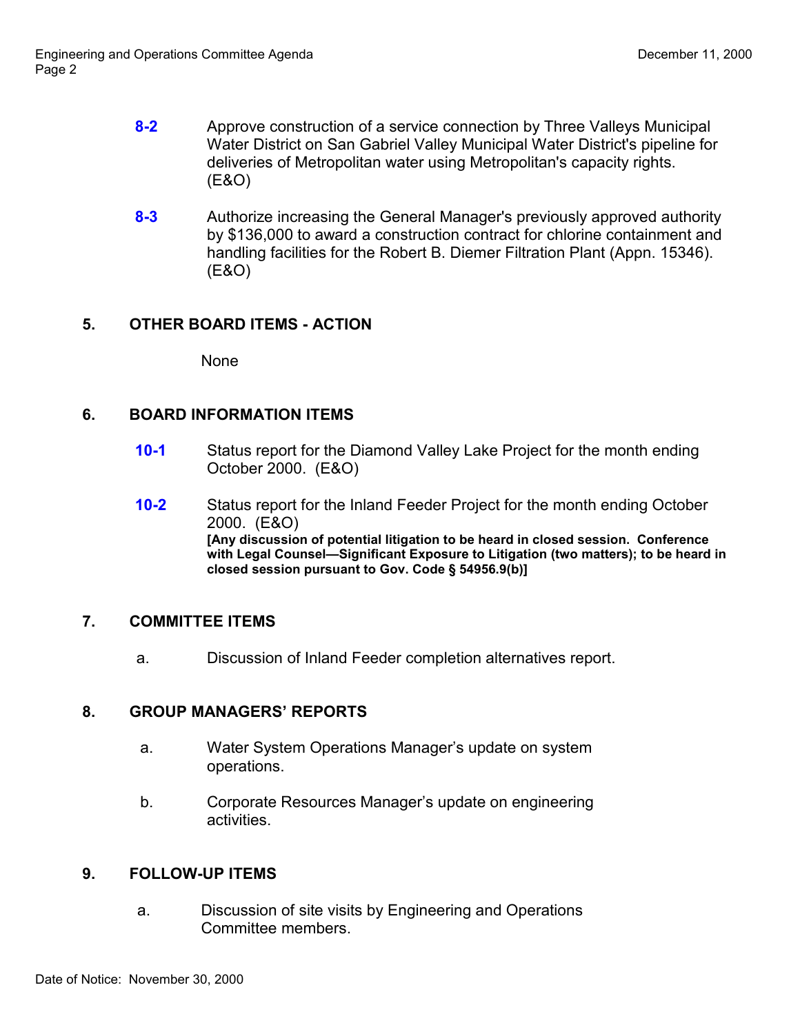**8-2** Approve construction of a service connection by Three Valleys Municipal Water District on San Gabriel Valley Municipal Water District's pipeline for deliveries of Metropolitan water using Metropolitan's capacity rights. (E&O)

**8-3** Authorize increasing the General Manager's previously approved authority by $136,000 to award a construction contract for chlorine containment and handling facilities for the Robert B. Diemer Filtration Plant (Appn. 15346). (E&O)

## 5. OTHER BOARD ITEMS - ACTION

None

## 6. BOARD INFORMATION ITEMS

**10-1** Status report for the Diamond Valley Lake Project for the month ending October 2000. (E&O)

**10-2** Status report for the Inland Feeder Project for the month ending October 2000. (E&O)
**[Any discussion of potential litigation to be heard in closed session. Conference with Legal Counsel—Significant Exposure to Litigation (two matters); to be heard in closed session pursuant to Gov. Code § 54956.9(b)]**

## 7. COMMITTEE ITEMS

a. Discussion of Inland Feeder completion alternatives report.

## 8. GROUP MANAGERS' REPORTS

a. Water System Operations Manager's update on system operations.

b. Corporate Resources Manager's update on engineering activities.

## 9. FOLLOW-UP ITEMS

a. Discussion of site visits by Engineering and Operations Committee members.

Date of Notice: November 30, 2000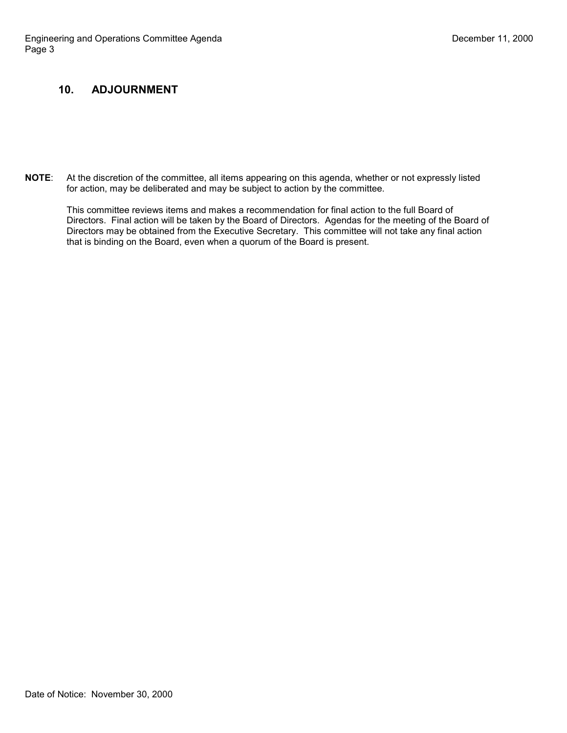## 10. ADJOURNMENT

**NOTE**: At the discretion of the committee, all items appearing on this agenda, whether or not expressly listed for action, may be deliberated and may be subject to action by the committee.

This committee reviews items and makes a recommendation for final action to the full Board of Directors. Final action will be taken by the Board of Directors. Agendas for the meeting of the Board of Directors may be obtained from the Executive Secretary. This committee will not take any final action that is binding on the Board, even when a quorum of the Board is present.

Date of Notice: November 30, 2000